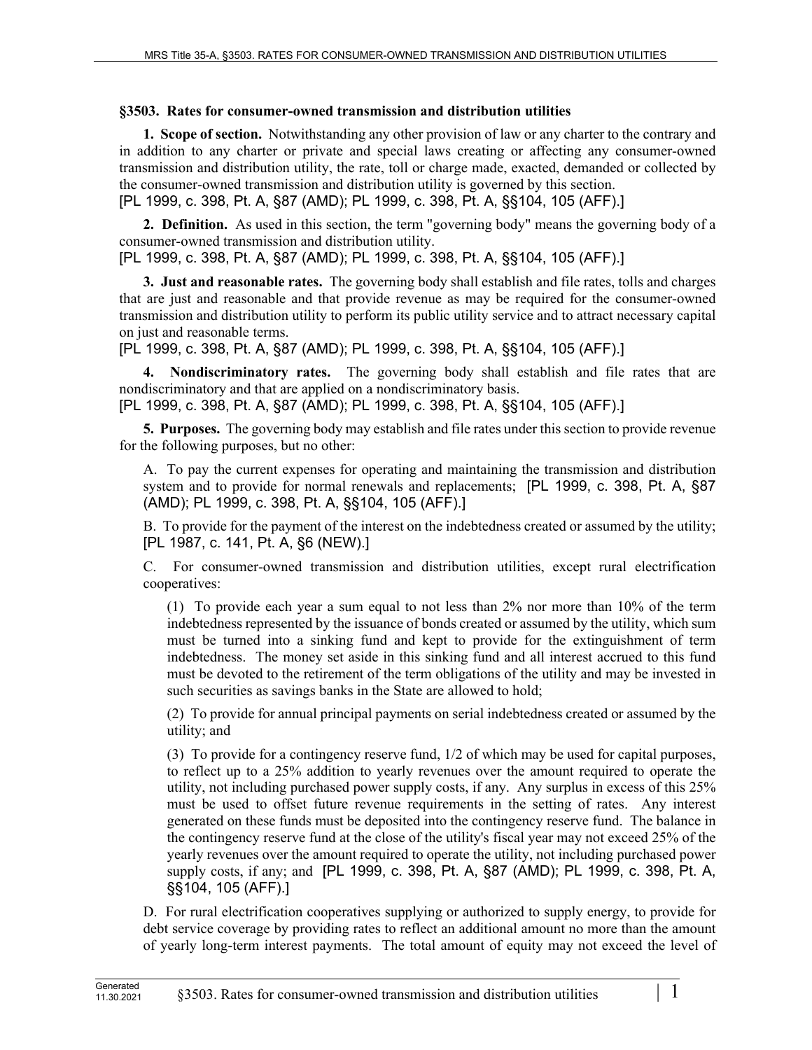**§3503. Rates for consumer-owned transmission and distribution utilities**

**1. Scope of section.** Notwithstanding any other provision of law or any charter to the contrary and in addition to any charter or private and special laws creating or affecting any consumer-owned transmission and distribution utility, the rate, toll or charge made, exacted, demanded or collected by the consumer-owned transmission and distribution utility is governed by this section.
[PL 1999, c. 398, Pt. A, §87 (AMD); PL 1999, c. 398, Pt. A, §§104, 105 (AFF).]

**2. Definition.** As used in this section, the term "governing body" means the governing body of a consumer-owned transmission and distribution utility.
[PL 1999, c. 398, Pt. A, §87 (AMD); PL 1999, c. 398, Pt. A, §§104, 105 (AFF).]

**3. Just and reasonable rates.** The governing body shall establish and file rates, tolls and charges that are just and reasonable and that provide revenue as may be required for the consumer-owned transmission and distribution utility to perform its public utility service and to attract necessary capital on just and reasonable terms.
[PL 1999, c. 398, Pt. A, §87 (AMD); PL 1999, c. 398, Pt. A, §§104, 105 (AFF).]

**4. Nondiscriminatory rates.** The governing body shall establish and file rates that are nondiscriminatory and that are applied on a nondiscriminatory basis.
[PL 1999, c. 398, Pt. A, §87 (AMD); PL 1999, c. 398, Pt. A, §§104, 105 (AFF).]

**5. Purposes.** The governing body may establish and file rates under this section to provide revenue for the following purposes, but no other:

A. To pay the current expenses for operating and maintaining the transmission and distribution system and to provide for normal renewals and replacements; [PL 1999, c. 398, Pt. A, §87 (AMD); PL 1999, c. 398, Pt. A, §§104, 105 (AFF).]

B. To provide for the payment of the interest on the indebtedness created or assumed by the utility; [PL 1987, c. 141, Pt. A, §6 (NEW).]

C. For consumer-owned transmission and distribution utilities, except rural electrification cooperatives:

(1) To provide each year a sum equal to not less than 2% nor more than 10% of the term indebtedness represented by the issuance of bonds created or assumed by the utility, which sum must be turned into a sinking fund and kept to provide for the extinguishment of term indebtedness. The money set aside in this sinking fund and all interest accrued to this fund must be devoted to the retirement of the term obligations of the utility and may be invested in such securities as savings banks in the State are allowed to hold;

(2) To provide for annual principal payments on serial indebtedness created or assumed by the utility; and

(3) To provide for a contingency reserve fund, 1/2 of which may be used for capital purposes, to reflect up to a 25% addition to yearly revenues over the amount required to operate the utility, not including purchased power supply costs, if any. Any surplus in excess of this 25% must be used to offset future revenue requirements in the setting of rates. Any interest generated on these funds must be deposited into the contingency reserve fund. The balance in the contingency reserve fund at the close of the utility's fiscal year may not exceed 25% of the yearly revenues over the amount required to operate the utility, not including purchased power supply costs, if any; and [PL 1999, c. 398, Pt. A, §87 (AMD); PL 1999, c. 398, Pt. A, §§104, 105 (AFF).]

D. For rural electrification cooperatives supplying or authorized to supply energy, to provide for debt service coverage by providing rates to reflect an additional amount no more than the amount of yearly long-term interest payments. The total amount of equity may not exceed the level of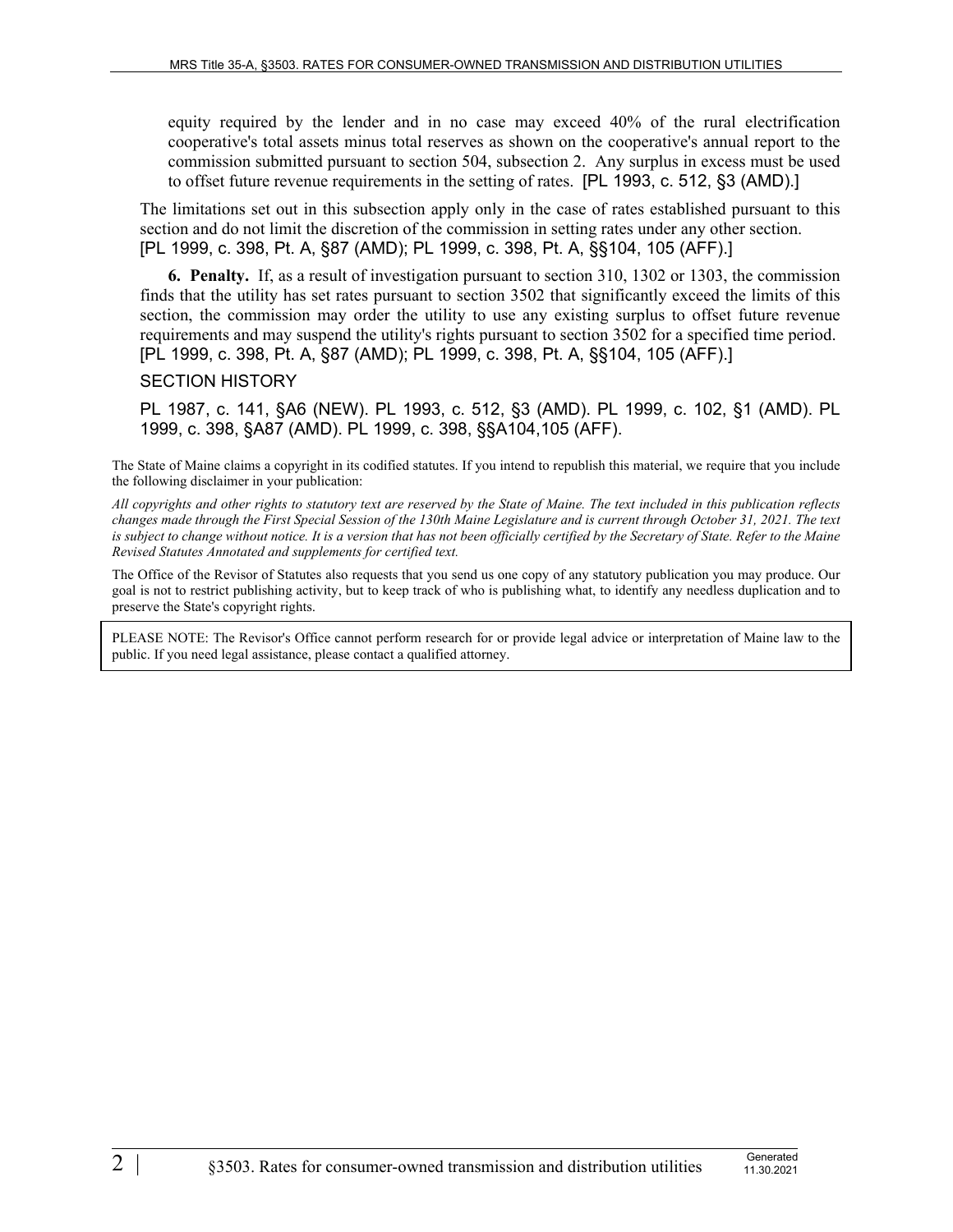equity required by the lender and in no case may exceed 40% of the rural electrification cooperative's total assets minus total reserves as shown on the cooperative's annual report to the commission submitted pursuant to section 504, subsection 2. Any surplus in excess must be used to offset future revenue requirements in the setting of rates. [PL 1993, c. 512, §3 (AMD).]

The limitations set out in this subsection apply only in the case of rates established pursuant to this section and do not limit the discretion of the commission in setting rates under any other section. [PL 1999, c. 398, Pt. A, §87 (AMD); PL 1999, c. 398, Pt. A, §§104, 105 (AFF).]

**6. Penalty.** If, as a result of investigation pursuant to section 310, 1302 or 1303, the commission finds that the utility has set rates pursuant to section 3502 that significantly exceed the limits of this section, the commission may order the utility to use any existing surplus to offset future revenue requirements and may suspend the utility's rights pursuant to section 3502 for a specified time period. [PL 1999, c. 398, Pt. A, §87 (AMD); PL 1999, c. 398, Pt. A, §§104, 105 (AFF).]

SECTION HISTORY

PL 1987, c. 141, §A6 (NEW). PL 1993, c. 512, §3 (AMD). PL 1999, c. 102, §1 (AMD). PL 1999, c. 398, §A87 (AMD). PL 1999, c. 398, §§A104,105 (AFF).

The State of Maine claims a copyright in its codified statutes. If you intend to republish this material, we require that you include the following disclaimer in your publication:

*All copyrights and other rights to statutory text are reserved by the State of Maine. The text included in this publication reflects changes made through the First Special Session of the 130th Maine Legislature and is current through October 31, 2021. The text is subject to change without notice. It is a version that has not been officially certified by the Secretary of State. Refer to the Maine Revised Statutes Annotated and supplements for certified text.*

The Office of the Revisor of Statutes also requests that you send us one copy of any statutory publication you may produce. Our goal is not to restrict publishing activity, but to keep track of who is publishing what, to identify any needless duplication and to preserve the State's copyright rights.

PLEASE NOTE: The Revisor's Office cannot perform research for or provide legal advice or interpretation of Maine law to the public. If you need legal assistance, please contact a qualified attorney.